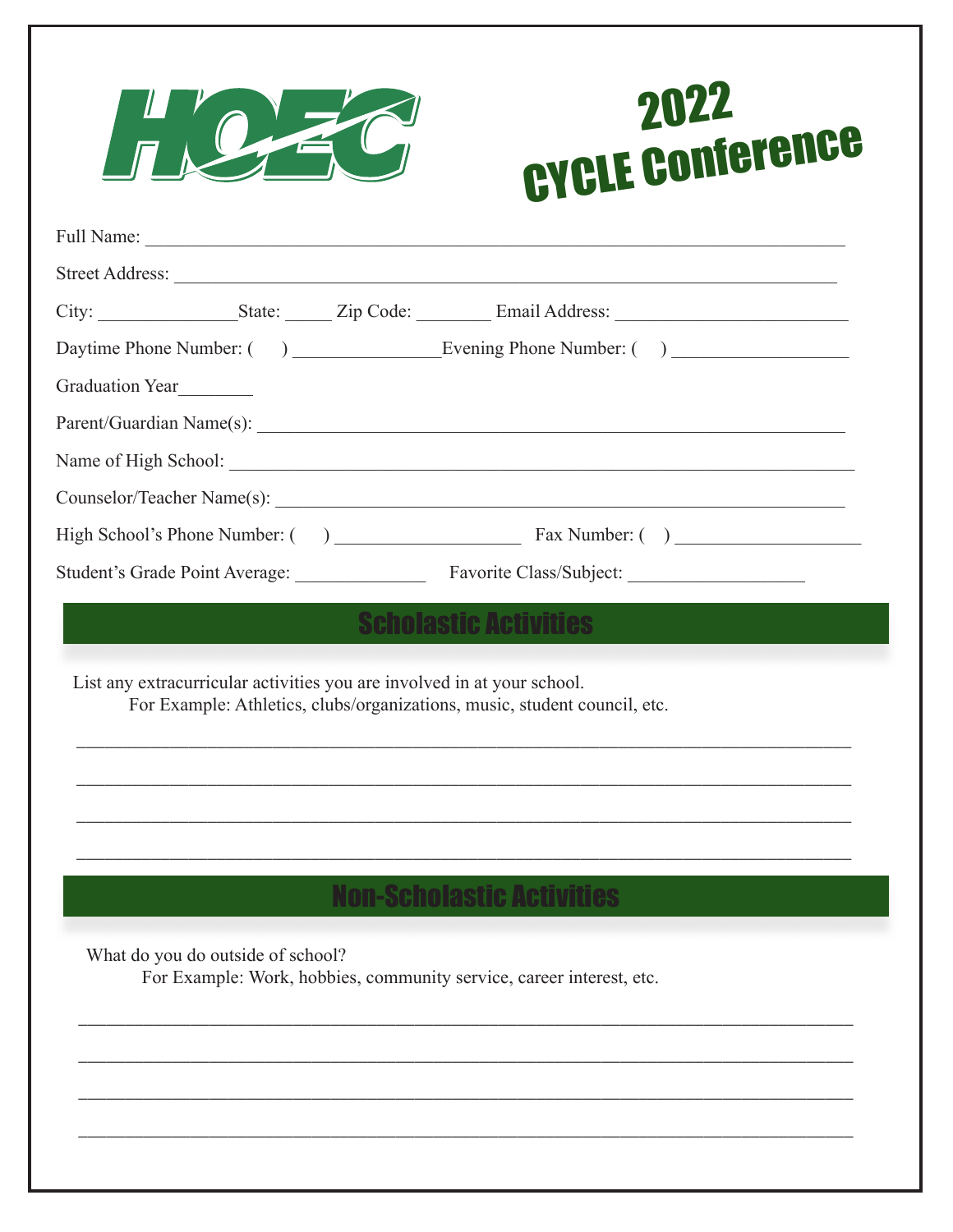# HOEC

# 2022 CYCLE Conference

Full Name: ___________________________________________________________________________

Street Address: ________________________________________________________________________

City: _______________State: _____ Zip Code: ________ Email Address: _________________________

Daytime Phone Number: (     ) _______________Evening Phone Number: (     ) __________________

Graduation Year________

Parent/Guardian Name(s): _______________________________________________________________

Name of High School: __________________________________________________________________

Counselor/Teacher Name(s): _____________________________________________________________

High School's Phone Number: (     ) ___________________   Fax Number: (   ) ___________________

Student's Grade Point Average: ______________   Favorite Class/Subject: __________________

## Scholastic Activities

List any extracurricular activities you are involved in at your school.
For Example: Athletics, clubs/organizations, music, student council, etc.

_____________________________________________________________________________________

_____________________________________________________________________________________

_____________________________________________________________________________________

_____________________________________________________________________________________

## Non-Scholastic Activities

What do you do outside of school?
For Example: Work, hobbies, community service, career interest, etc.

_____________________________________________________________________________________

_____________________________________________________________________________________

_____________________________________________________________________________________

_____________________________________________________________________________________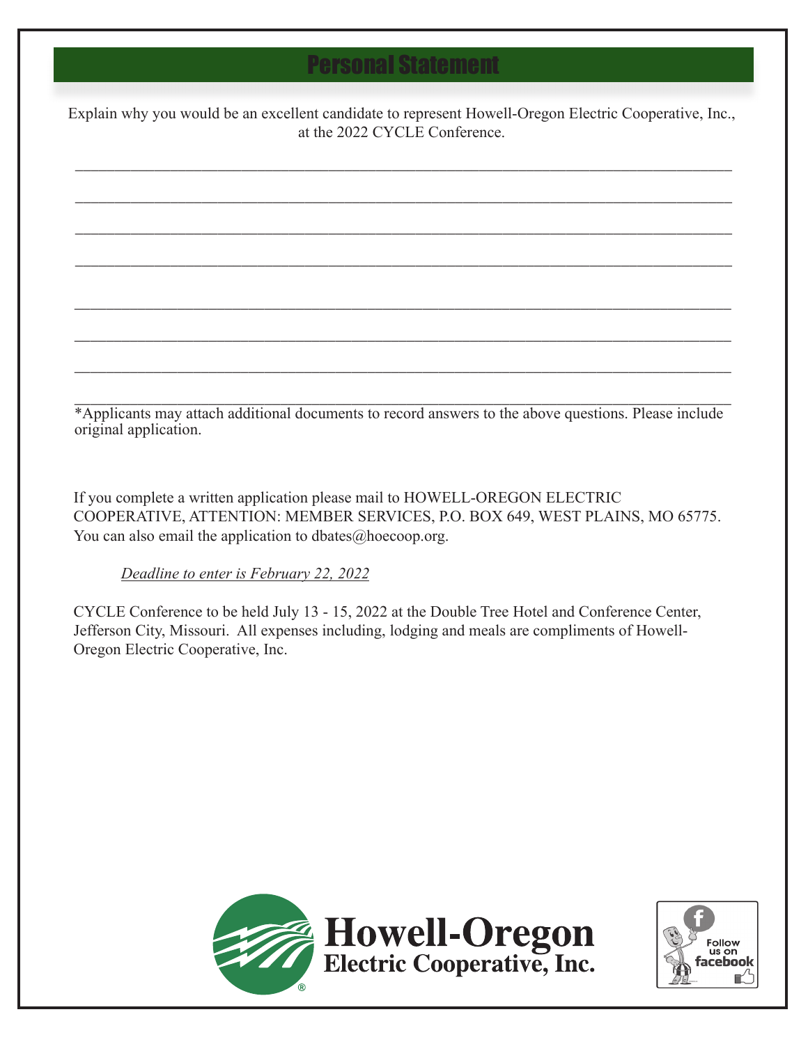# Personal Statement

Explain why you would be an excellent candidate to represent Howell-Oregon Electric Cooperative, Inc., at the 2022 CYCLE Conference.

______________________________________________________________________________

______________________________________________________________________________

______________________________________________________________________________

______________________________________________________________________________

______________________________________________________________________________

______________________________________________________________________________

______________________________________________________________________________

______________________________________________________________________________

*Applicants may attach additional documents to record answers to the above questions. Please include original application.

If you complete a written application please mail to HOWELL-OREGON ELECTRIC COOPERATIVE, ATTENTION: MEMBER SERVICES, P.O. BOX 649, WEST PLAINS, MO 65775. You can also email the application to dbates@hoecoop.org.

*Deadline to enter is February 22, 2022*

CYCLE Conference to be held July 13 - 15, 2022 at the Double Tree Hotel and Conference Center, Jefferson City, Missouri. All expenses including, lodging and meals are compliments of Howell-Oregon Electric Cooperative, Inc.

**Howell-Oregon**
**Electric Cooperative, Inc.**

Follow us on facebook